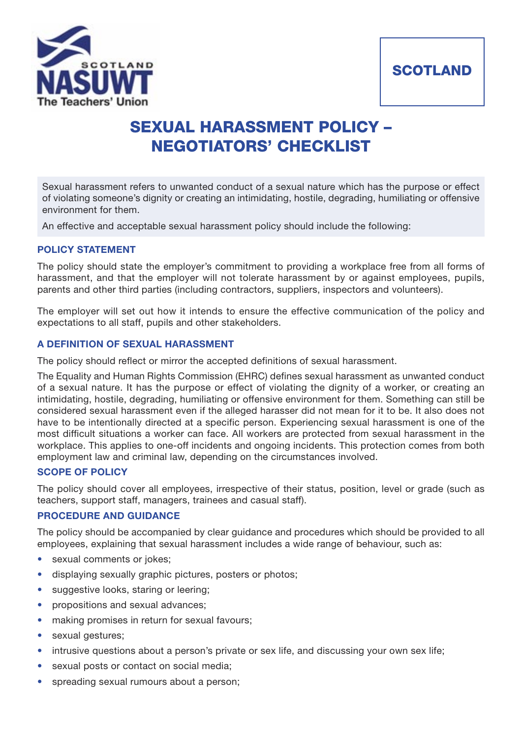SCOTLAND

# SEXUAL HARASSMENT POLICY – NEGOTIATORS' CHECKLIST

Sexual harassment refers to unwanted conduct of a sexual nature which has the purpose or effect of violating someone's dignity or creating an intimidating, hostile, degrading, humiliating or offensive environment for them.

An effective and acceptable sexual harassment policy should include the following:

### POLICY STATEMENT

The policy should state the employer's commitment to providing a workplace free from all forms of harassment, and that the employer will not tolerate harassment by or against employees, pupils, parents and other third parties (including contractors, suppliers, inspectors and volunteers).

The employer will set out how it intends to ensure the effective communication of the policy and expectations to all staff, pupils and other stakeholders.

### A DEFINITION OF SEXUAL HARASSMENT

The policy should reflect or mirror the accepted definitions of sexual harassment.

The Equality and Human Rights Commission (EHRC) defines sexual harassment as unwanted conduct of a sexual nature. It has the purpose or effect of violating the dignity of a worker, or creating an intimidating, hostile, degrading, humiliating or offensive environment for them. Something can still be considered sexual harassment even if the alleged harasser did not mean for it to be. It also does not have to be intentionally directed at a specific person. Experiencing sexual harassment is one of the most difficult situations a worker can face. All workers are protected from sexual harassment in the workplace. This applies to one-off incidents and ongoing incidents. This protection comes from both employment law and criminal law, depending on the circumstances involved.

### SCOPE OF POLICY

The policy should cover all employees, irrespective of their status, position, level or grade (such as teachers, support staff, managers, trainees and casual staff).

### PROCEDURE AND GUIDANCE

The policy should be accompanied by clear guidance and procedures which should be provided to all employees, explaining that sexual harassment includes a wide range of behaviour, such as:

- sexual comments or jokes;
- displaying sexually graphic pictures, posters or photos;
- suggestive looks, staring or leering;
- propositions and sexual advances;
- making promises in return for sexual favours;
- sexual gestures;
- intrusive questions about a person's private or sex life, and discussing your own sex life;
- sexual posts or contact on social media;
- spreading sexual rumours about a person;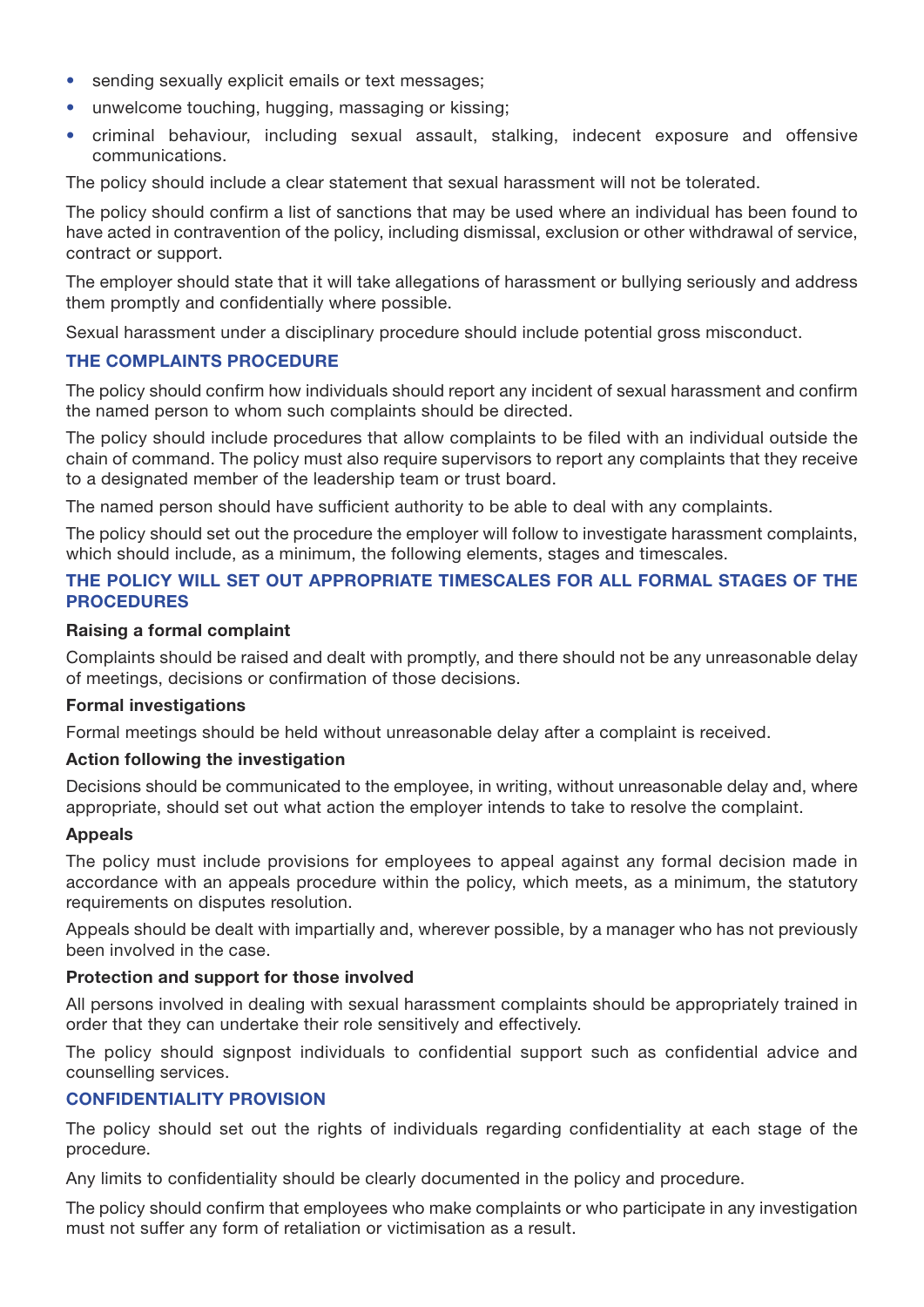- sending sexually explicit emails or text messages;
- unwelcome touching, hugging, massaging or kissing;
- criminal behaviour, including sexual assault, stalking, indecent exposure and offensive communications.

The policy should include a clear statement that sexual harassment will not be tolerated.

The policy should confirm a list of sanctions that may be used where an individual has been found to have acted in contravention of the policy, including dismissal, exclusion or other withdrawal of service, contract or support.

The employer should state that it will take allegations of harassment or bullying seriously and address them promptly and confidentially where possible.

Sexual harassment under a disciplinary procedure should include potential gross misconduct.

## THE COMPLAINTS PROCEDURE

The policy should confirm how individuals should report any incident of sexual harassment and confirm the named person to whom such complaints should be directed.

The policy should include procedures that allow complaints to be filed with an individual outside the chain of command. The policy must also require supervisors to report any complaints that they receive to a designated member of the leadership team or trust board.

The named person should have sufficient authority to be able to deal with any complaints.

The policy should set out the procedure the employer will follow to investigate harassment complaints, which should include, as a minimum, the following elements, stages and timescales.

## THE POLICY WILL SET OUT APPROPRIATE TIMESCALES FOR ALL FORMAL STAGES OF THE PROCEDURES

### Raising a formal complaint

Complaints should be raised and dealt with promptly, and there should not be any unreasonable delay of meetings, decisions or confirmation of those decisions.

### Formal investigations

Formal meetings should be held without unreasonable delay after a complaint is received.

### Action following the investigation

Decisions should be communicated to the employee, in writing, without unreasonable delay and, where appropriate, should set out what action the employer intends to take to resolve the complaint.

### Appeals

The policy must include provisions for employees to appeal against any formal decision made in accordance with an appeals procedure within the policy, which meets, as a minimum, the statutory requirements on disputes resolution.

Appeals should be dealt with impartially and, wherever possible, by a manager who has not previously been involved in the case.

### Protection and support for those involved

All persons involved in dealing with sexual harassment complaints should be appropriately trained in order that they can undertake their role sensitively and effectively.

The policy should signpost individuals to confidential support such as confidential advice and counselling services.

## CONFIDENTIALITY PROVISION

The policy should set out the rights of individuals regarding confidentiality at each stage of the procedure.

Any limits to confidentiality should be clearly documented in the policy and procedure.

The policy should confirm that employees who make complaints or who participate in any investigation must not suffer any form of retaliation or victimisation as a result.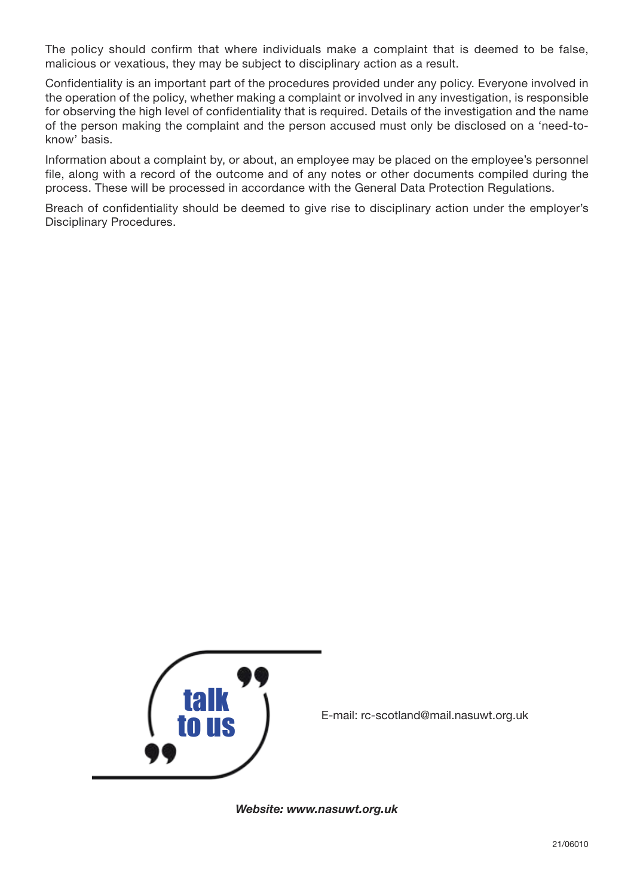The policy should confirm that where individuals make a complaint that is deemed to be false, malicious or vexatious, they may be subject to disciplinary action as a result.

Confidentiality is an important part of the procedures provided under any policy. Everyone involved in the operation of the policy, whether making a complaint or involved in any investigation, is responsible for observing the high level of confidentiality that is required. Details of the investigation and the name of the person making the complaint and the person accused must only be disclosed on a 'need-to-know' basis.

Information about a complaint by, or about, an employee may be placed on the employee's personnel file, along with a record of the outcome and of any notes or other documents compiled during the process. These will be processed in accordance with the General Data Protection Regulations.

Breach of confidentiality should be deemed to give rise to disciplinary action under the employer's Disciplinary Procedures.

talk to us

E-mail: rc-scotland@mail.nasuwt.org.uk

***Website: www.nasuwt.org.uk***

21/06010